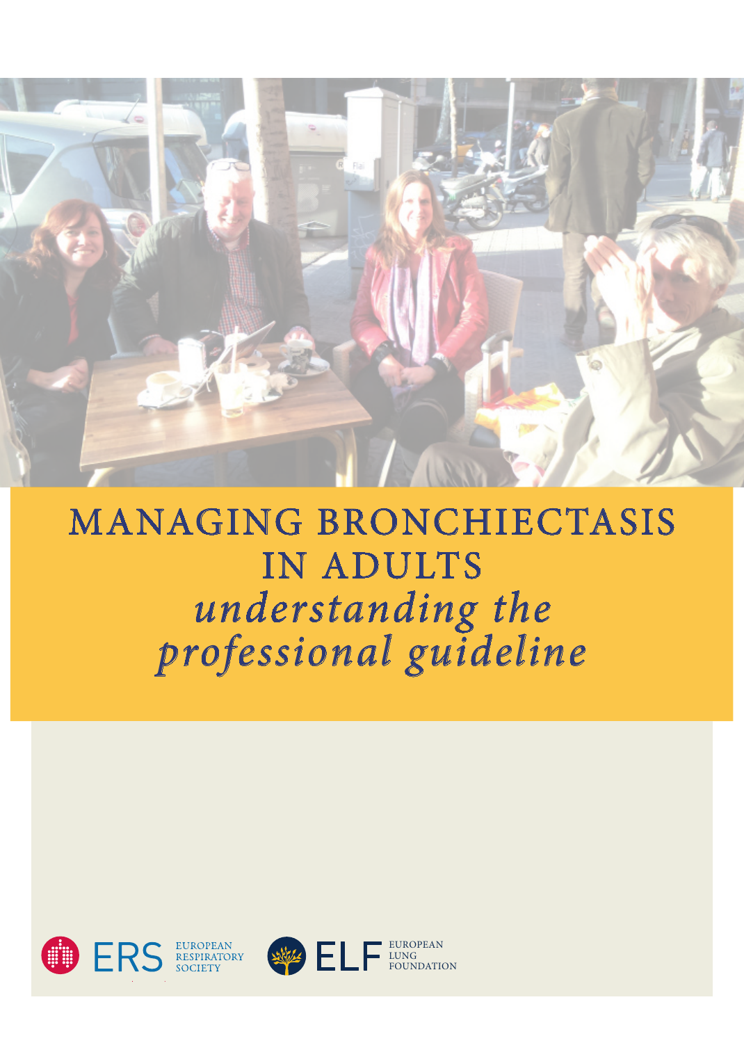# MANAGING BRONCHIECTASIS IN ADULTS

## *understanding the professional guideline*

EUROPEAN RESPIRATORY SOCIETY

EUROPEAN LUNG FOUNDATION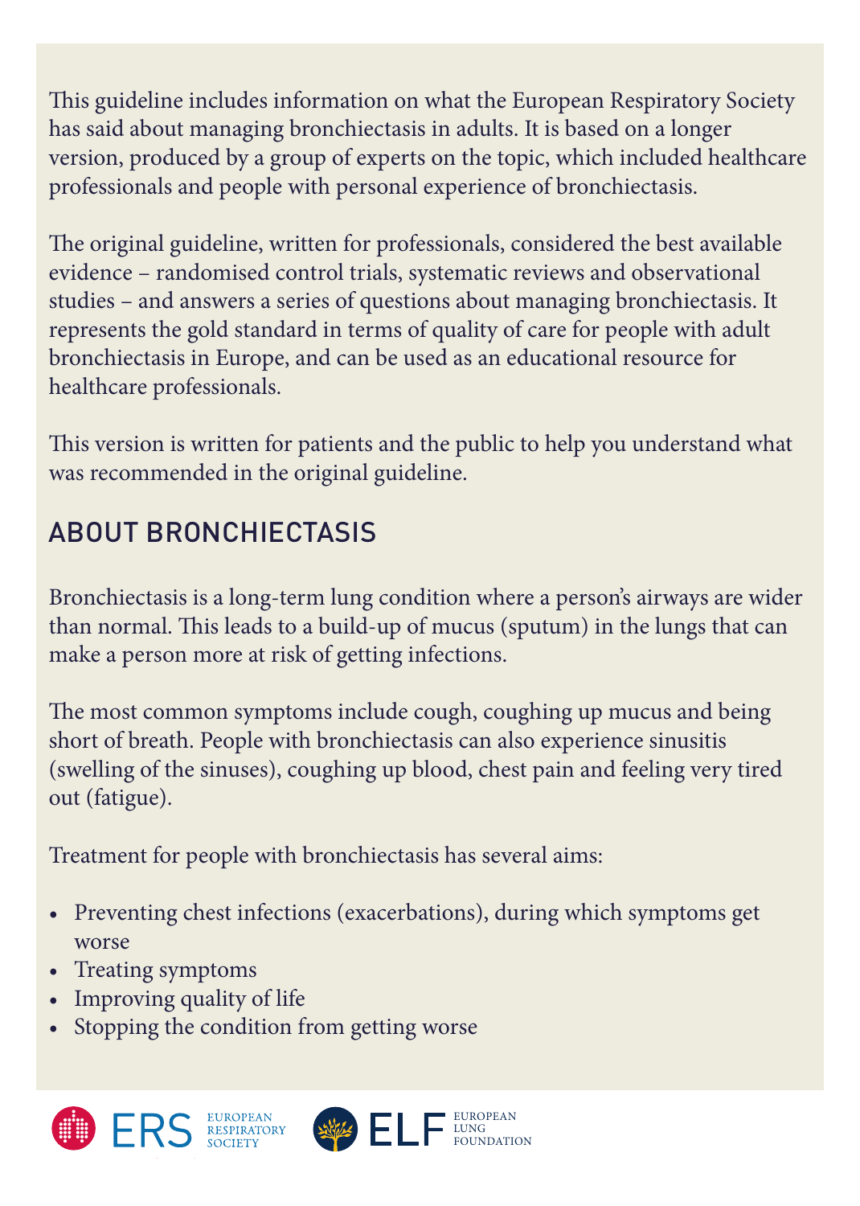This guideline includes information on what the European Respiratory Society has said about managing bronchiectasis in adults. It is based on a longer version, produced by a group of experts on the topic, which included healthcare professionals and people with personal experience of bronchiectasis.

The original guideline, written for professionals, considered the best available evidence – randomised control trials, systematic reviews and observational studies – and answers a series of questions about managing bronchiectasis. It represents the gold standard in terms of quality of care for people with adult bronchiectasis in Europe, and can be used as an educational resource for healthcare professionals.

This version is written for patients and the public to help you understand what was recommended in the original guideline.

## ABOUT BRONCHIECTASIS

Bronchiectasis is a long-term lung condition where a person's airways are wider than normal. This leads to a build-up of mucus (sputum) in the lungs that can make a person more at risk of getting infections.

The most common symptoms include cough, coughing up mucus and being short of breath. People with bronchiectasis can also experience sinusitis (swelling of the sinuses), coughing up blood, chest pain and feeling very tired out (fatigue).

Treatment for people with bronchiectasis has several aims:

- Preventing chest infections (exacerbations), during which symptoms get worse
- Treating symptoms
- Improving quality of life
- Stopping the condition from getting worse

ERS EUROPEAN RESPIRATORY SOCIETY

ELF EUROPEAN LUNG FOUNDATION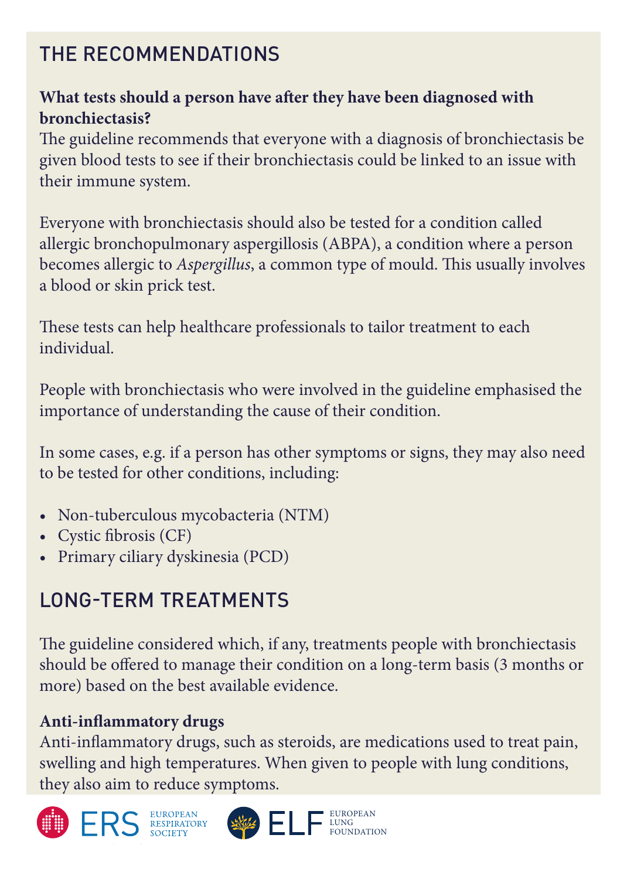## THE RECOMMENDATIONS

**What tests should a person have after they have been diagnosed with bronchiectasis?**

The guideline recommends that everyone with a diagnosis of bronchiectasis be given blood tests to see if their bronchiectasis could be linked to an issue with their immune system.

Everyone with bronchiectasis should also be tested for a condition called allergic bronchopulmonary aspergillosis (ABPA), a condition where a person becomes allergic to *Aspergillus*, a common type of mould. This usually involves a blood or skin prick test.

These tests can help healthcare professionals to tailor treatment to each individual.

People with bronchiectasis who were involved in the guideline emphasised the importance of understanding the cause of their condition.

In some cases, e.g. if a person has other symptoms or signs, they may also need to be tested for other conditions, including:

- Non-tuberculous mycobacteria (NTM)
- Cystic fibrosis (CF)
- Primary ciliary dyskinesia (PCD)

## LONG-TERM TREATMENTS

The guideline considered which, if any, treatments people with bronchiectasis should be offered to manage their condition on a long-term basis (3 months or more) based on the best available evidence.

**Anti-inflammatory drugs**

Anti-inflammatory drugs, such as steroids, are medications used to treat pain, swelling and high temperatures. When given to people with lung conditions, they also aim to reduce symptoms.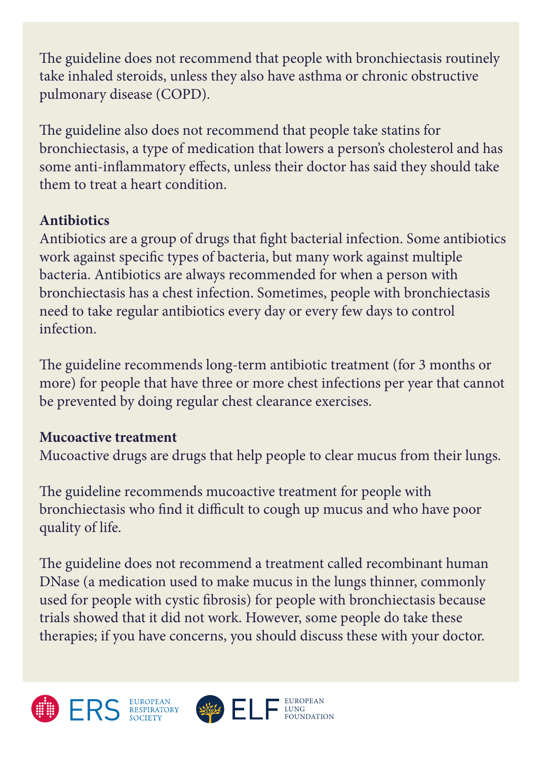The guideline does not recommend that people with bronchiectasis routinely take inhaled steroids, unless they also have asthma or chronic obstructive pulmonary disease (COPD).

The guideline also does not recommend that people take statins for bronchiectasis, a type of medication that lowers a person's cholesterol and has some anti-inflammatory effects, unless their doctor has said they should take them to treat a heart condition.

**Antibiotics**

Antibiotics are a group of drugs that fight bacterial infection. Some antibiotics work against specific types of bacteria, but many work against multiple bacteria. Antibiotics are always recommended for when a person with bronchiectasis has a chest infection. Sometimes, people with bronchiectasis need to take regular antibiotics every day or every few days to control infection.

The guideline recommends long-term antibiotic treatment (for 3 months or more) for people that have three or more chest infections per year that cannot be prevented by doing regular chest clearance exercises.

**Mucoactive treatment**

Mucoactive drugs are drugs that help people to clear mucus from their lungs.

The guideline recommends mucoactive treatment for people with bronchiectasis who find it difficult to cough up mucus and who have poor quality of life.

The guideline does not recommend a treatment called recombinant human DNase (a medication used to make mucus in the lungs thinner, commonly used for people with cystic fibrosis) for people with bronchiectasis because trials showed that it did not work. However, some people do take these therapies; if you have concerns, you should discuss these with your doctor.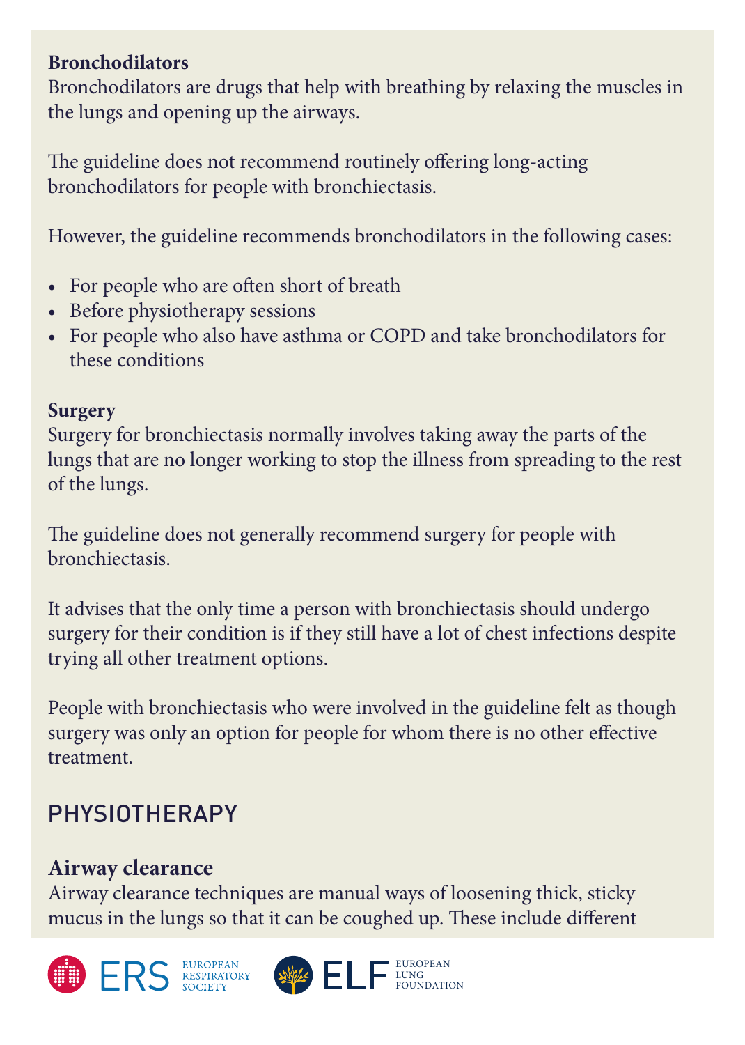**Bronchodilators**
Bronchodilators are drugs that help with breathing by relaxing the muscles in the lungs and opening up the airways.

The guideline does not recommend routinely offering long-acting bronchodilators for people with bronchiectasis.

However, the guideline recommends bronchodilators in the following cases:

- For people who are often short of breath
- Before physiotherapy sessions
- For people who also have asthma or COPD and take bronchodilators for these conditions

**Surgery**
Surgery for bronchiectasis normally involves taking away the parts of the lungs that are no longer working to stop the illness from spreading to the rest of the lungs.

The guideline does not generally recommend surgery for people with bronchiectasis.

It advises that the only time a person with bronchiectasis should undergo surgery for their condition is if they still have a lot of chest infections despite trying all other treatment options.

People with bronchiectasis who were involved in the guideline felt as though surgery was only an option for people for whom there is no other effective treatment.

## PHYSIOTHERAPY

### Airway clearance
Airway clearance techniques are manual ways of loosening thick, sticky mucus in the lungs so that it can be coughed up. These include different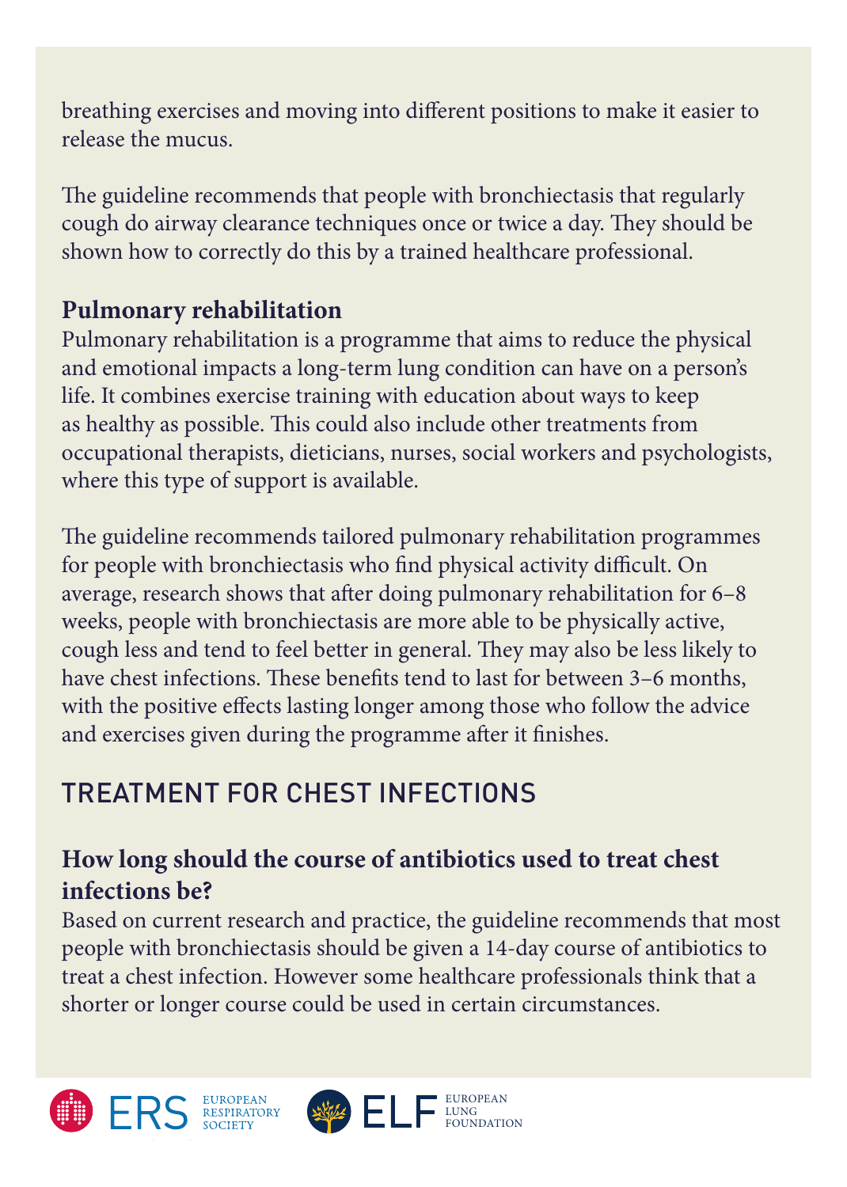breathing exercises and moving into different positions to make it easier to release the mucus.

The guideline recommends that people with bronchiectasis that regularly cough do airway clearance techniques once or twice a day. They should be shown how to correctly do this by a trained healthcare professional.

### Pulmonary rehabilitation

Pulmonary rehabilitation is a programme that aims to reduce the physical and emotional impacts a long-term lung condition can have on a person's life. It combines exercise training with education about ways to keep as healthy as possible. This could also include other treatments from occupational therapists, dieticians, nurses, social workers and psychologists, where this type of support is available.

The guideline recommends tailored pulmonary rehabilitation programmes for people with bronchiectasis who find physical activity difficult. On average, research shows that after doing pulmonary rehabilitation for 6–8 weeks, people with bronchiectasis are more able to be physically active, cough less and tend to feel better in general. They may also be less likely to have chest infections. These benefits tend to last for between 3–6 months, with the positive effects lasting longer among those who follow the advice and exercises given during the programme after it finishes.

## TREATMENT FOR CHEST INFECTIONS

### How long should the course of antibiotics used to treat chest infections be?

Based on current research and practice, the guideline recommends that most people with bronchiectasis should be given a 14-day course of antibiotics to treat a chest infection. However some healthcare professionals think that a shorter or longer course could be used in certain circumstances.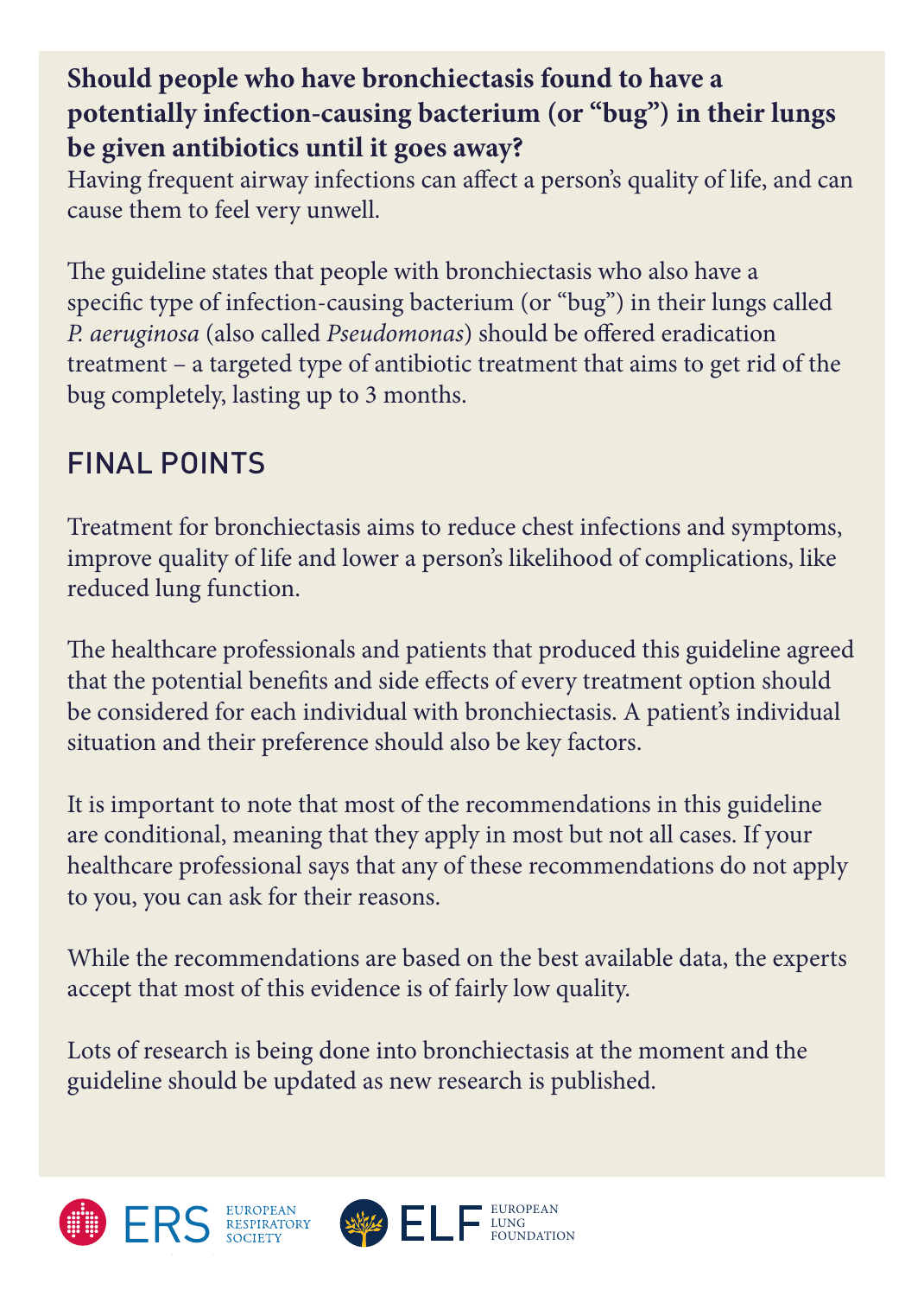**Should people who have bronchiectasis found to have a potentially infection-causing bacterium (or "bug") in their lungs be given antibiotics until it goes away?**

Having frequent airway infections can affect a person's quality of life, and can cause them to feel very unwell.

The guideline states that people with bronchiectasis who also have a specific type of infection-causing bacterium (or "bug") in their lungs called *P. aeruginosa* (also called *Pseudomonas*) should be offered eradication treatment – a targeted type of antibiotic treatment that aims to get rid of the bug completely, lasting up to 3 months.

## FINAL POINTS

Treatment for bronchiectasis aims to reduce chest infections and symptoms, improve quality of life and lower a person's likelihood of complications, like reduced lung function.

The healthcare professionals and patients that produced this guideline agreed that the potential benefits and side effects of every treatment option should be considered for each individual with bronchiectasis. A patient's individual situation and their preference should also be key factors.

It is important to note that most of the recommendations in this guideline are conditional, meaning that they apply in most but not all cases. If your healthcare professional says that any of these recommendations do not apply to you, you can ask for their reasons.

While the recommendations are based on the best available data, the experts accept that most of this evidence is of fairly low quality.

Lots of research is being done into bronchiectasis at the moment and the guideline should be updated as new research is published.

ERS EUROPEAN RESPIRATORY SOCIETY

ELF EUROPEAN LUNG FOUNDATION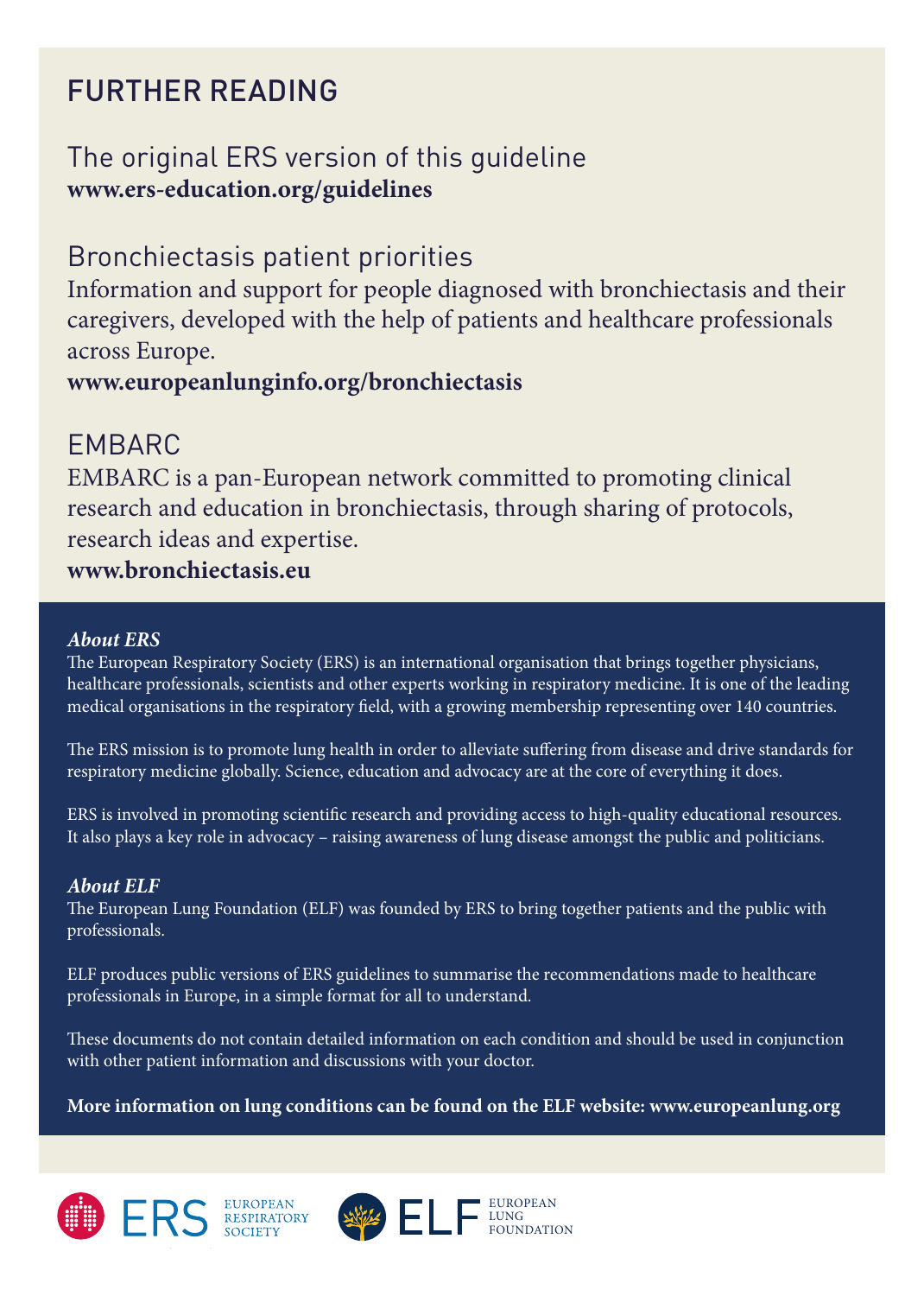# FURTHER READING

## The original ERS version of this guideline

**www.ers-education.org/guidelines**

## Bronchiectasis patient priorities

Information and support for people diagnosed with bronchiectasis and their caregivers, developed with the help of patients and healthcare professionals across Europe.

**www.europeanlunginfo.org/bronchiectasis**

## EMBARC

EMBARC is a pan-European network committed to promoting clinical research and education in bronchiectasis, through sharing of protocols, research ideas and expertise.

**www.bronchiectasis.eu**

***About ERS***

The European Respiratory Society (ERS) is an international organisation that brings together physicians, healthcare professionals, scientists and other experts working in respiratory medicine. It is one of the leading medical organisations in the respiratory field, with a growing membership representing over 140 countries.

The ERS mission is to promote lung health in order to alleviate suffering from disease and drive standards for respiratory medicine globally. Science, education and advocacy are at the core of everything it does.

ERS is involved in promoting scientific research and providing access to high-quality educational resources. It also plays a key role in advocacy – raising awareness of lung disease amongst the public and politicians.

***About ELF***

The European Lung Foundation (ELF) was founded by ERS to bring together patients and the public with professionals.

ELF produces public versions of ERS guidelines to summarise the recommendations made to healthcare professionals in Europe, in a simple format for all to understand.

These documents do not contain detailed information on each condition and should be used in conjunction with other patient information and discussions with your doctor.

**More information on lung conditions can be found on the ELF website: www.europeanlung.org**

ERS EUROPEAN RESPIRATORY SOCIETY

ELF EUROPEAN LUNG FOUNDATION